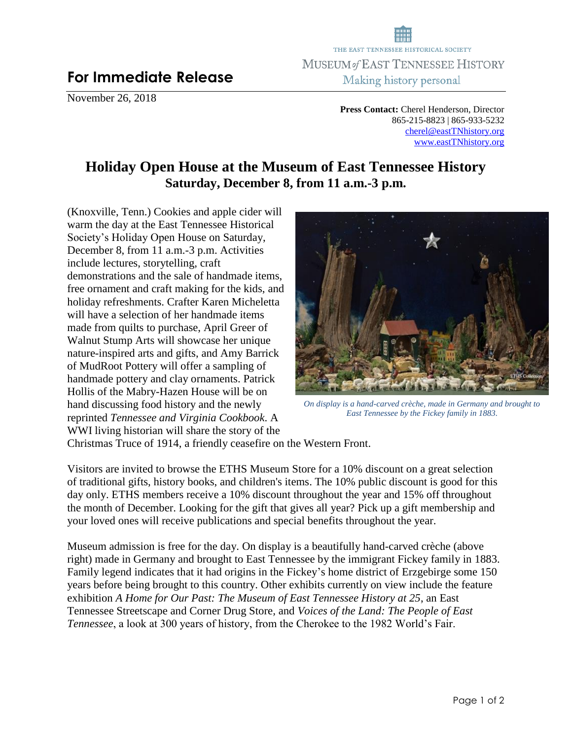THE EAST TENNESSEE HISTORICAL SOCIETY
MUSEUM *of* EAST TENNESSEE HISTORY
Making history personal

## For Immediate Release

November 26, 2018

**Press Contact:** Cherel Henderson, Director
865-215-8823 | 865-933-5232
cherel@eastTNhistory.org
www.eastTNhistory.org

# Holiday Open House at the Museum of East Tennessee History
## Saturday, December 8, from 11 a.m.-3 p.m.

(Knoxville, Tenn.) Cookies and apple cider will warm the day at the East Tennessee Historical Society's Holiday Open House on Saturday, December 8, from 11 a.m.-3 p.m. Activities include lectures, storytelling, craft demonstrations and the sale of handmade items, free ornament and craft making for the kids, and holiday refreshments. Crafter Karen Micheletta will have a selection of her handmade items made from quilts to purchase, April Greer of Walnut Stump Arts will showcase her unique nature-inspired arts and gifts, and Amy Barrick of MudRoot Pottery will offer a sampling of handmade pottery and clay ornaments. Patrick Hollis of the Mabry-Hazen House will be on hand discussing food history and the newly reprinted *Tennessee and Virginia Cookbook*. A WWI living historian will share the story of the Christmas Truce of 1914, a friendly ceasefire on the Western Front.

*On display is a hand-carved crèche, made in Germany and brought to East Tennessee by the Fickey family in 1883.*

Visitors are invited to browse the ETHS Museum Store for a 10% discount on a great selection of traditional gifts, history books, and children's items. The 10% public discount is good for this day only. ETHS members receive a 10% discount throughout the year and 15% off throughout the month of December. Looking for the gift that gives all year? Pick up a gift membership and your loved ones will receive publications and special benefits throughout the year.

Museum admission is free for the day. On display is a beautifully hand-carved crèche (above right) made in Germany and brought to East Tennessee by the immigrant Fickey family in 1883. Family legend indicates that it had origins in the Fickey's home district of Erzgebirge some 150 years before being brought to this country. Other exhibits currently on view include the feature exhibition *A Home for Our Past: The Museum of East Tennessee History at 25*, an East Tennessee Streetscape and Corner Drug Store, and *Voices of the Land: The People of East Tennessee*, a look at 300 years of history, from the Cherokee to the 1982 World's Fair.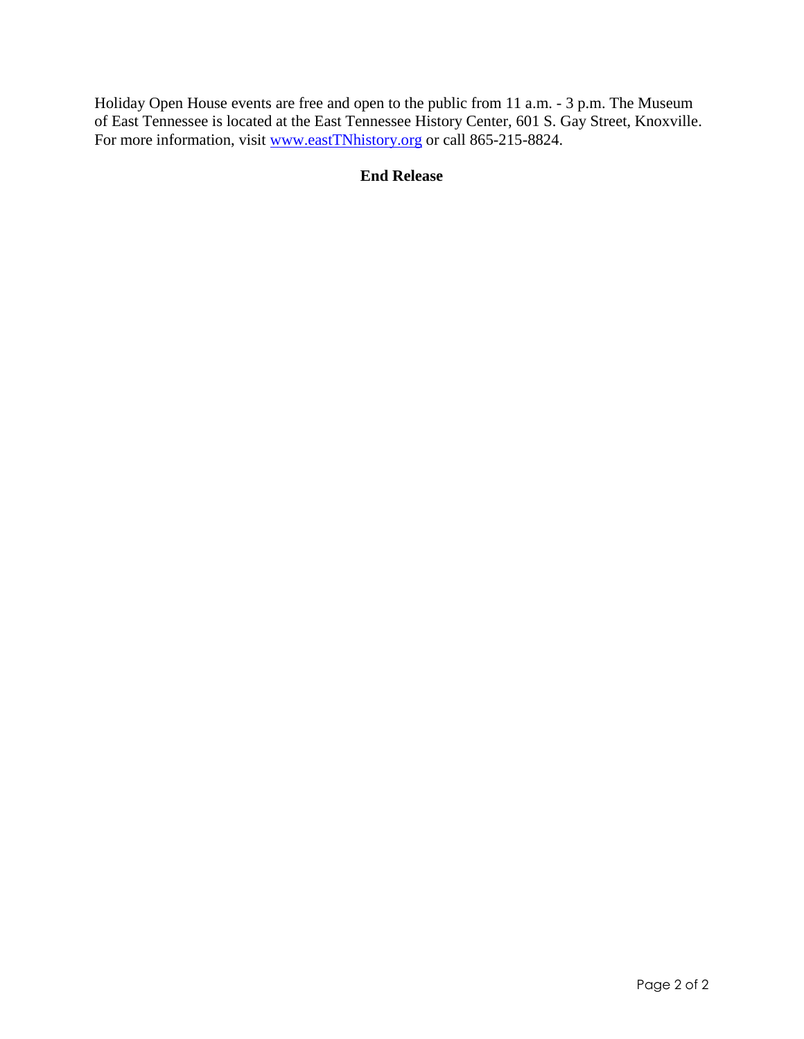Holiday Open House events are free and open to the public from 11 a.m. - 3 p.m. The Museum of East Tennessee is located at the East Tennessee History Center, 601 S. Gay Street, Knoxville. For more information, visit [www.eastTNhistory.org](http://www.eastTNhistory.org) or call 865-215-8824.

**End Release**